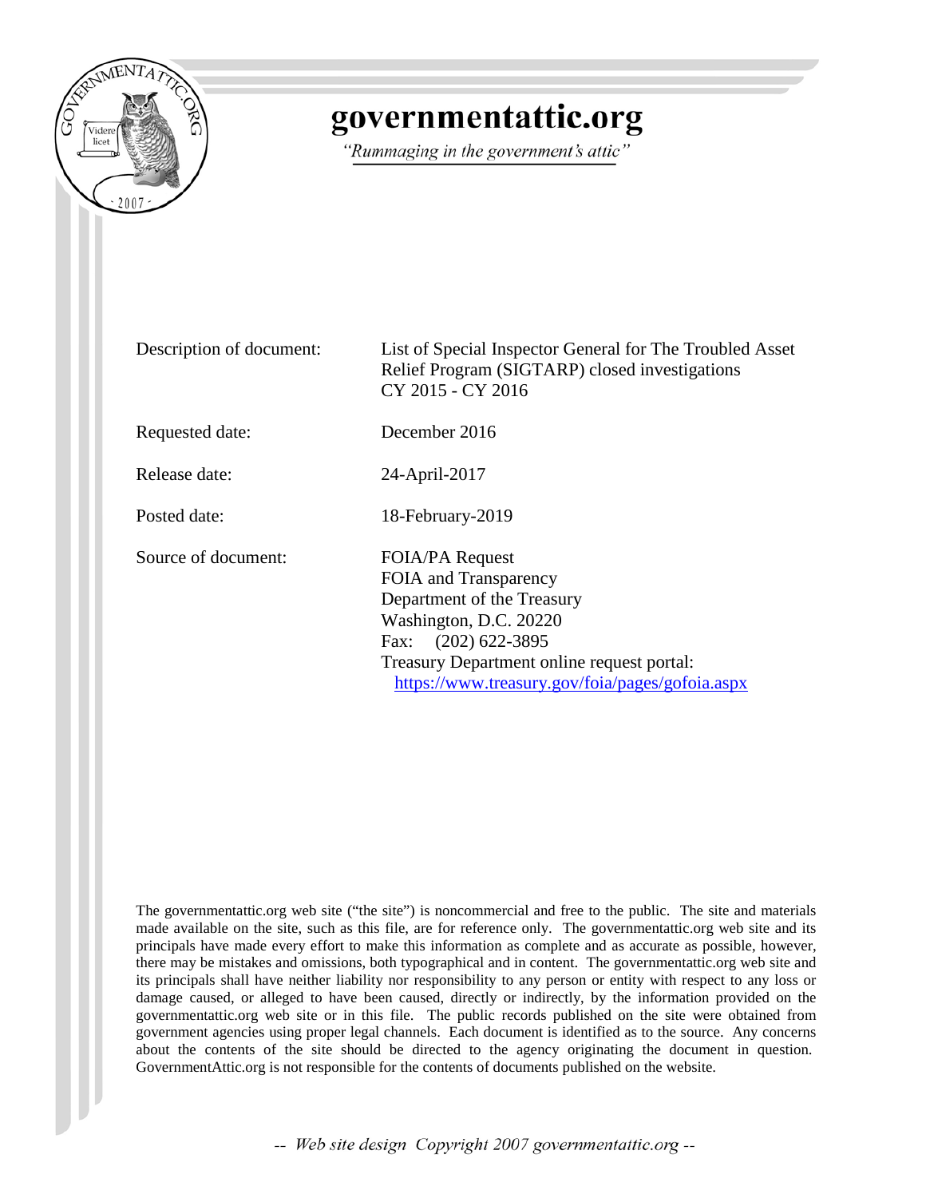# governmentattic.org

*"Rummaging in the government's attic"*

| | |
|---|---|
| Description of document: | List of Special Inspector General for The Troubled Asset Relief Program (SIGTARP) closed investigations CY 2015 - CY 2016 |
| Requested date: | December 2016 |
| Release date: | 24-April-2017 |
| Posted date: | 18-February-2019 |
| Source of document: | FOIA/PA Request<br>FOIA and Transparency<br>Department of the Treasury<br>Washington, D.C. 20220<br>Fax: (202) 622-3895<br>Treasury Department online request portal:<br>https://www.treasury.gov/foia/pages/gofoia.aspx |

The governmentattic.org web site ("the site") is noncommercial and free to the public. The site and materials made available on the site, such as this file, are for reference only. The governmentattic.org web site and its principals have made every effort to make this information as complete and as accurate as possible, however, there may be mistakes and omissions, both typographical and in content. The governmentattic.org web site and its principals shall have neither liability nor responsibility to any person or entity with respect to any loss or damage caused, or alleged to have been caused, directly or indirectly, by the information provided on the governmentattic.org web site or in this file. The public records published on the site were obtained from government agencies using proper legal channels. Each document is identified as to the source. Any concerns about the contents of the site should be directed to the agency originating the document in question. GovernmentAttic.org is not responsible for the contents of documents published on the website.

*-- Web site design Copyright 2007 governmentattic.org --*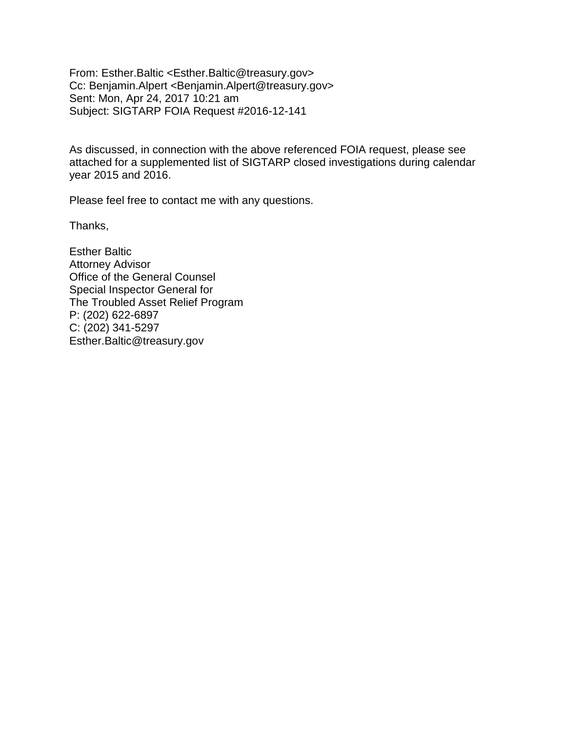From: Esther.Baltic <Esther.Baltic@treasury.gov>
Cc: Benjamin.Alpert <Benjamin.Alpert@treasury.gov>
Sent: Mon, Apr 24, 2017 10:21 am
Subject: SIGTARP FOIA Request #2016-12-141

As discussed, in connection with the above referenced FOIA request, please see attached for a supplemented list of SIGTARP closed investigations during calendar year 2015 and 2016.

Please feel free to contact me with any questions.

Thanks,

Esther Baltic
Attorney Advisor
Office of the General Counsel
Special Inspector General for
The Troubled Asset Relief Program
P: (202) 622-6897
C: (202) 341-5297
Esther.Baltic@treasury.gov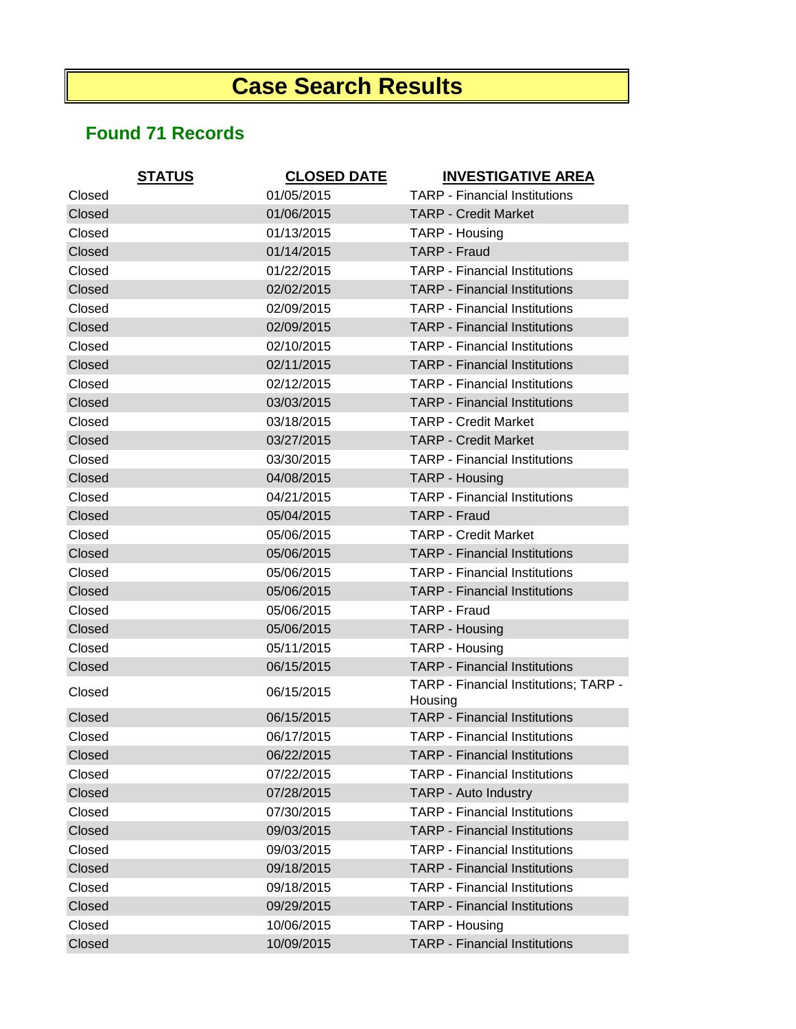# Case Search Results

## Found 71 Records

| STATUS | CLOSED DATE | INVESTIGATIVE AREA |
|---|---|---|
| Closed | 01/05/2015 | TARP - Financial Institutions |
| Closed | 01/06/2015 | TARP - Credit Market |
| Closed | 01/13/2015 | TARP - Housing |
| Closed | 01/14/2015 | TARP - Fraud |
| Closed | 01/22/2015 | TARP - Financial Institutions |
| Closed | 02/02/2015 | TARP - Financial Institutions |
| Closed | 02/09/2015 | TARP - Financial Institutions |
| Closed | 02/09/2015 | TARP - Financial Institutions |
| Closed | 02/10/2015 | TARP - Financial Institutions |
| Closed | 02/11/2015 | TARP - Financial Institutions |
| Closed | 02/12/2015 | TARP - Financial Institutions |
| Closed | 03/03/2015 | TARP - Financial Institutions |
| Closed | 03/18/2015 | TARP - Credit Market |
| Closed | 03/27/2015 | TARP - Credit Market |
| Closed | 03/30/2015 | TARP - Financial Institutions |
| Closed | 04/08/2015 | TARP - Housing |
| Closed | 04/21/2015 | TARP - Financial Institutions |
| Closed | 05/04/2015 | TARP - Fraud |
| Closed | 05/06/2015 | TARP - Credit Market |
| Closed | 05/06/2015 | TARP - Financial Institutions |
| Closed | 05/06/2015 | TARP - Financial Institutions |
| Closed | 05/06/2015 | TARP - Financial Institutions |
| Closed | 05/06/2015 | TARP - Fraud |
| Closed | 05/06/2015 | TARP - Housing |
| Closed | 05/11/2015 | TARP - Housing |
| Closed | 06/15/2015 | TARP - Financial Institutions |
| Closed | 06/15/2015 | TARP - Financial Institutions; TARP - Housing |
| Closed | 06/15/2015 | TARP - Financial Institutions |
| Closed | 06/17/2015 | TARP - Financial Institutions |
| Closed | 06/22/2015 | TARP - Financial Institutions |
| Closed | 07/22/2015 | TARP - Financial Institutions |
| Closed | 07/28/2015 | TARP - Auto Industry |
| Closed | 07/30/2015 | TARP - Financial Institutions |
| Closed | 09/03/2015 | TARP - Financial Institutions |
| Closed | 09/03/2015 | TARP - Financial Institutions |
| Closed | 09/18/2015 | TARP - Financial Institutions |
| Closed | 09/18/2015 | TARP - Financial Institutions |
| Closed | 09/29/2015 | TARP - Financial Institutions |
| Closed | 10/06/2015 | TARP - Housing |
| Closed | 10/09/2015 | TARP - Financial Institutions |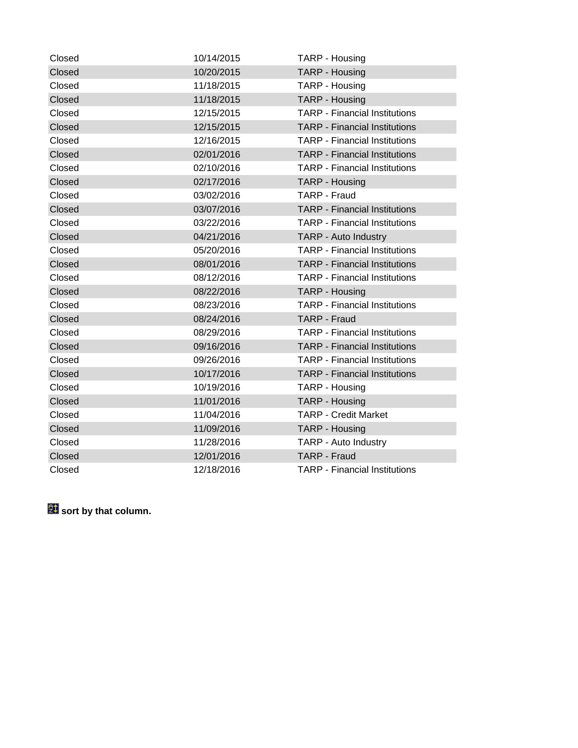| | | |
|---|---|---|
| Closed | 10/14/2015 | TARP - Housing |
| Closed | 10/20/2015 | TARP - Housing |
| Closed | 11/18/2015 | TARP - Housing |
| Closed | 11/18/2015 | TARP - Housing |
| Closed | 12/15/2015 | TARP - Financial Institutions |
| Closed | 12/15/2015 | TARP - Financial Institutions |
| Closed | 12/16/2015 | TARP - Financial Institutions |
| Closed | 02/01/2016 | TARP - Financial Institutions |
| Closed | 02/10/2016 | TARP - Financial Institutions |
| Closed | 02/17/2016 | TARP - Housing |
| Closed | 03/02/2016 | TARP - Fraud |
| Closed | 03/07/2016 | TARP - Financial Institutions |
| Closed | 03/22/2016 | TARP - Financial Institutions |
| Closed | 04/21/2016 | TARP - Auto Industry |
| Closed | 05/20/2016 | TARP - Financial Institutions |
| Closed | 08/01/2016 | TARP - Financial Institutions |
| Closed | 08/12/2016 | TARP - Financial Institutions |
| Closed | 08/22/2016 | TARP - Housing |
| Closed | 08/23/2016 | TARP - Financial Institutions |
| Closed | 08/24/2016 | TARP - Fraud |
| Closed | 08/29/2016 | TARP - Financial Institutions |
| Closed | 09/16/2016 | TARP - Financial Institutions |
| Closed | 09/26/2016 | TARP - Financial Institutions |
| Closed | 10/17/2016 | TARP - Financial Institutions |
| Closed | 10/19/2016 | TARP - Housing |
| Closed | 11/01/2016 | TARP - Housing |
| Closed | 11/04/2016 | TARP - Credit Market |
| Closed | 11/09/2016 | TARP - Housing |
| Closed | 11/28/2016 | TARP - Auto Industry |
| Closed | 12/01/2016 | TARP - Fraud |
| Closed | 12/18/2016 | TARP - Financial Institutions |

**sort by that column.**